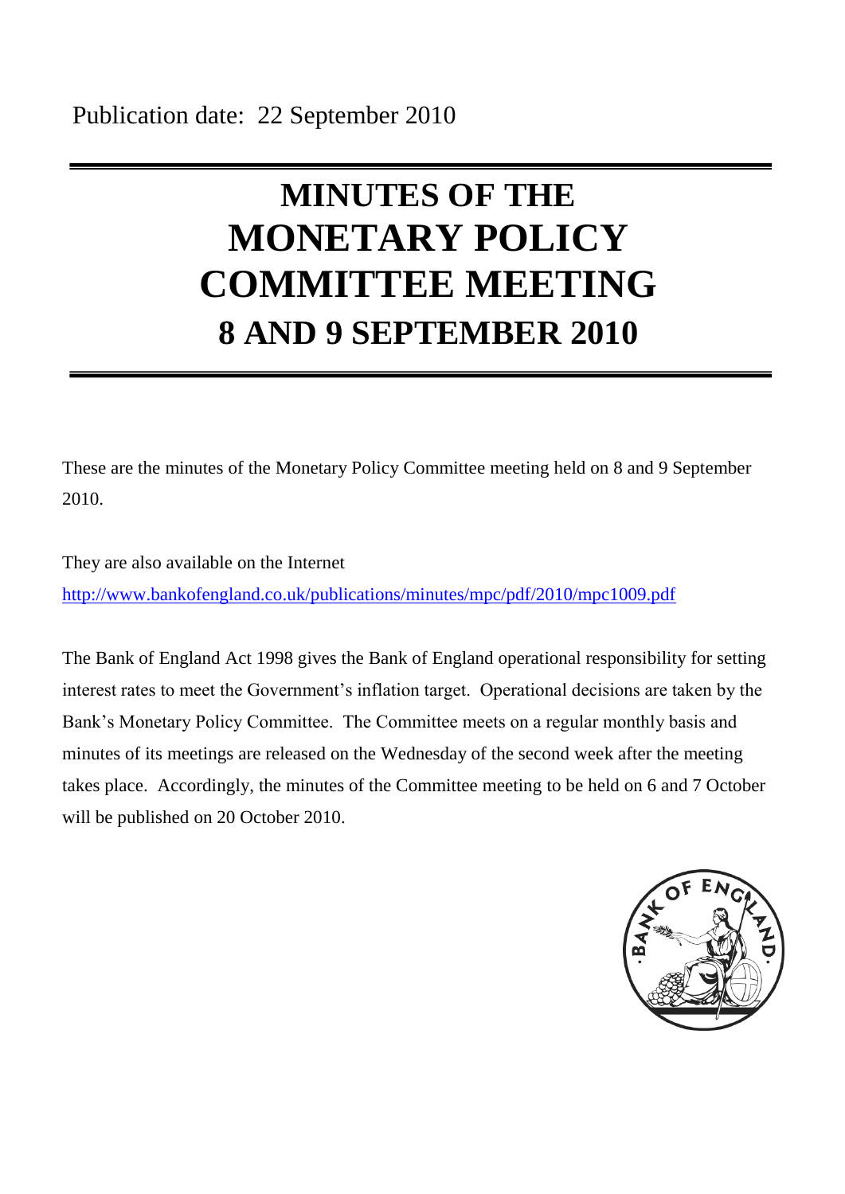Publication date: 22 September 2010

# MINUTES OF THE MONETARY POLICY COMMITTEE MEETING 8 AND 9 SEPTEMBER 2010

These are the minutes of the Monetary Policy Committee meeting held on 8 and 9 September 2010.

They are also available on the Internet
http://www.bankofengland.co.uk/publications/minutes/mpc/pdf/2010/mpc1009.pdf

The Bank of England Act 1998 gives the Bank of England operational responsibility for setting interest rates to meet the Government's inflation target. Operational decisions are taken by the Bank's Monetary Policy Committee. The Committee meets on a regular monthly basis and minutes of its meetings are released on the Wednesday of the second week after the meeting takes place. Accordingly, the minutes of the Committee meeting to be held on 6 and 7 October will be published on 20 October 2010.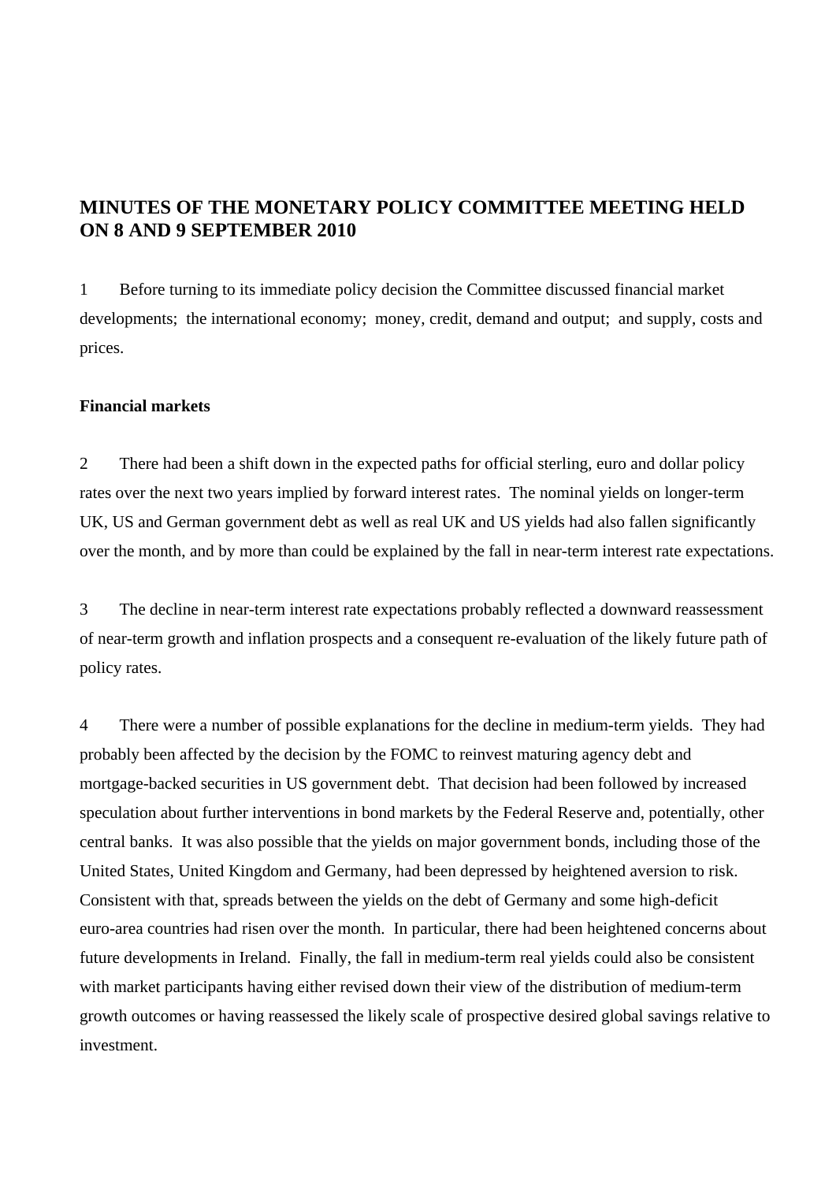## MINUTES OF THE MONETARY POLICY COMMITTEE MEETING HELD ON 8 AND 9 SEPTEMBER 2010

1 Before turning to its immediate policy decision the Committee discussed financial market developments; the international economy; money, credit, demand and output; and supply, costs and prices.

**Financial markets**

2 There had been a shift down in the expected paths for official sterling, euro and dollar policy rates over the next two years implied by forward interest rates. The nominal yields on longer-term UK, US and German government debt as well as real UK and US yields had also fallen significantly over the month, and by more than could be explained by the fall in near-term interest rate expectations.

3 The decline in near-term interest rate expectations probably reflected a downward reassessment of near-term growth and inflation prospects and a consequent re-evaluation of the likely future path of policy rates.

4 There were a number of possible explanations for the decline in medium-term yields. They had probably been affected by the decision by the FOMC to reinvest maturing agency debt and mortgage-backed securities in US government debt. That decision had been followed by increased speculation about further interventions in bond markets by the Federal Reserve and, potentially, other central banks. It was also possible that the yields on major government bonds, including those of the United States, United Kingdom and Germany, had been depressed by heightened aversion to risk. Consistent with that, spreads between the yields on the debt of Germany and some high-deficit euro-area countries had risen over the month. In particular, there had been heightened concerns about future developments in Ireland. Finally, the fall in medium-term real yields could also be consistent with market participants having either revised down their view of the distribution of medium-term growth outcomes or having reassessed the likely scale of prospective desired global savings relative to investment.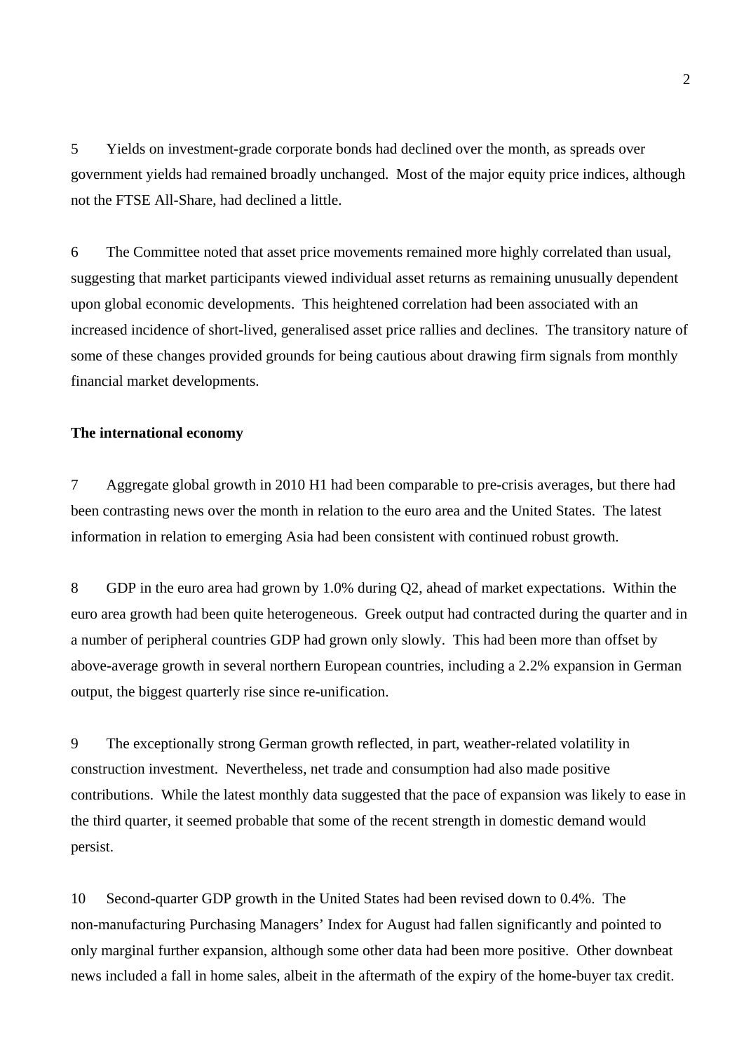5 Yields on investment-grade corporate bonds had declined over the month, as spreads over government yields had remained broadly unchanged. Most of the major equity price indices, although not the FTSE All-Share, had declined a little.

6 The Committee noted that asset price movements remained more highly correlated than usual, suggesting that market participants viewed individual asset returns as remaining unusually dependent upon global economic developments. This heightened correlation had been associated with an increased incidence of short-lived, generalised asset price rallies and declines. The transitory nature of some of these changes provided grounds for being cautious about drawing firm signals from monthly financial market developments.

**The international economy**

7 Aggregate global growth in 2010 H1 had been comparable to pre-crisis averages, but there had been contrasting news over the month in relation to the euro area and the United States. The latest information in relation to emerging Asia had been consistent with continued robust growth.

8 GDP in the euro area had grown by 1.0% during Q2, ahead of market expectations. Within the euro area growth had been quite heterogeneous. Greek output had contracted during the quarter and in a number of peripheral countries GDP had grown only slowly. This had been more than offset by above-average growth in several northern European countries, including a 2.2% expansion in German output, the biggest quarterly rise since re-unification.

9 The exceptionally strong German growth reflected, in part, weather-related volatility in construction investment. Nevertheless, net trade and consumption had also made positive contributions. While the latest monthly data suggested that the pace of expansion was likely to ease in the third quarter, it seemed probable that some of the recent strength in domestic demand would persist.

10 Second-quarter GDP growth in the United States had been revised down to 0.4%. The non-manufacturing Purchasing Managers' Index for August had fallen significantly and pointed to only marginal further expansion, although some other data had been more positive. Other downbeat news included a fall in home sales, albeit in the aftermath of the expiry of the home-buyer tax credit.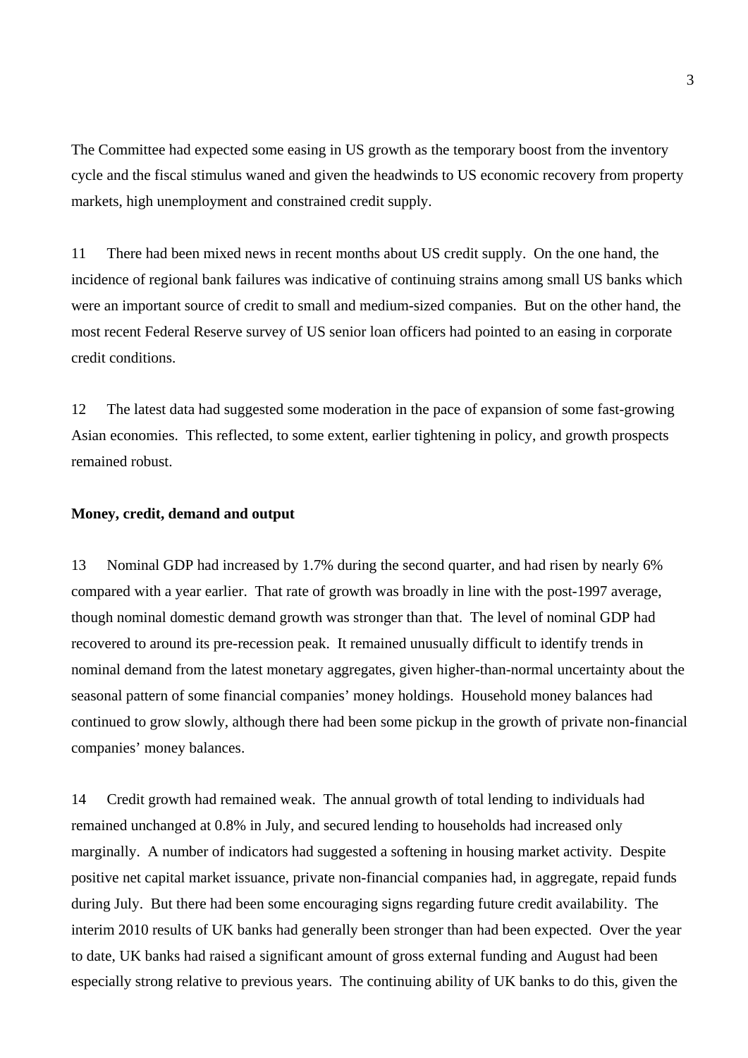The Committee had expected some easing in US growth as the temporary boost from the inventory cycle and the fiscal stimulus waned and given the headwinds to US economic recovery from property markets, high unemployment and constrained credit supply.

11 There had been mixed news in recent months about US credit supply. On the one hand, the incidence of regional bank failures was indicative of continuing strains among small US banks which were an important source of credit to small and medium-sized companies. But on the other hand, the most recent Federal Reserve survey of US senior loan officers had pointed to an easing in corporate credit conditions.

12 The latest data had suggested some moderation in the pace of expansion of some fast-growing Asian economies. This reflected, to some extent, earlier tightening in policy, and growth prospects remained robust.

**Money, credit, demand and output**

13 Nominal GDP had increased by 1.7% during the second quarter, and had risen by nearly 6% compared with a year earlier. That rate of growth was broadly in line with the post-1997 average, though nominal domestic demand growth was stronger than that. The level of nominal GDP had recovered to around its pre-recession peak. It remained unusually difficult to identify trends in nominal demand from the latest monetary aggregates, given higher-than-normal uncertainty about the seasonal pattern of some financial companies' money holdings. Household money balances had continued to grow slowly, although there had been some pickup in the growth of private non-financial companies' money balances.

14 Credit growth had remained weak. The annual growth of total lending to individuals had remained unchanged at 0.8% in July, and secured lending to households had increased only marginally. A number of indicators had suggested a softening in housing market activity. Despite positive net capital market issuance, private non-financial companies had, in aggregate, repaid funds during July. But there had been some encouraging signs regarding future credit availability. The interim 2010 results of UK banks had generally been stronger than had been expected. Over the year to date, UK banks had raised a significant amount of gross external funding and August had been especially strong relative to previous years. The continuing ability of UK banks to do this, given the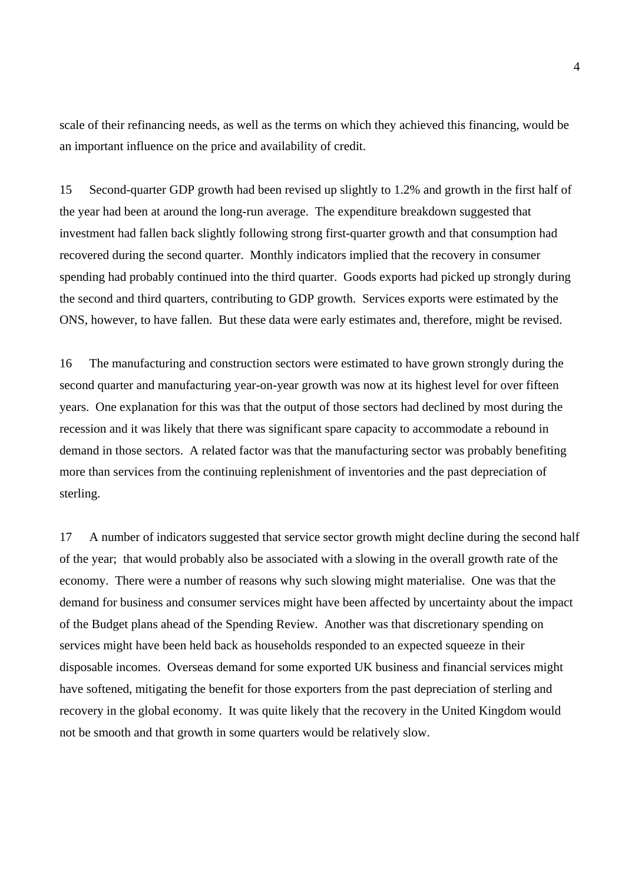scale of their refinancing needs, as well as the terms on which they achieved this financing, would be an important influence on the price and availability of credit.

15 Second-quarter GDP growth had been revised up slightly to 1.2% and growth in the first half of the year had been at around the long-run average. The expenditure breakdown suggested that investment had fallen back slightly following strong first-quarter growth and that consumption had recovered during the second quarter. Monthly indicators implied that the recovery in consumer spending had probably continued into the third quarter. Goods exports had picked up strongly during the second and third quarters, contributing to GDP growth. Services exports were estimated by the ONS, however, to have fallen. But these data were early estimates and, therefore, might be revised.

16 The manufacturing and construction sectors were estimated to have grown strongly during the second quarter and manufacturing year-on-year growth was now at its highest level for over fifteen years. One explanation for this was that the output of those sectors had declined by most during the recession and it was likely that there was significant spare capacity to accommodate a rebound in demand in those sectors. A related factor was that the manufacturing sector was probably benefiting more than services from the continuing replenishment of inventories and the past depreciation of sterling.

17 A number of indicators suggested that service sector growth might decline during the second half of the year; that would probably also be associated with a slowing in the overall growth rate of the economy. There were a number of reasons why such slowing might materialise. One was that the demand for business and consumer services might have been affected by uncertainty about the impact of the Budget plans ahead of the Spending Review. Another was that discretionary spending on services might have been held back as households responded to an expected squeeze in their disposable incomes. Overseas demand for some exported UK business and financial services might have softened, mitigating the benefit for those exporters from the past depreciation of sterling and recovery in the global economy. It was quite likely that the recovery in the United Kingdom would not be smooth and that growth in some quarters would be relatively slow.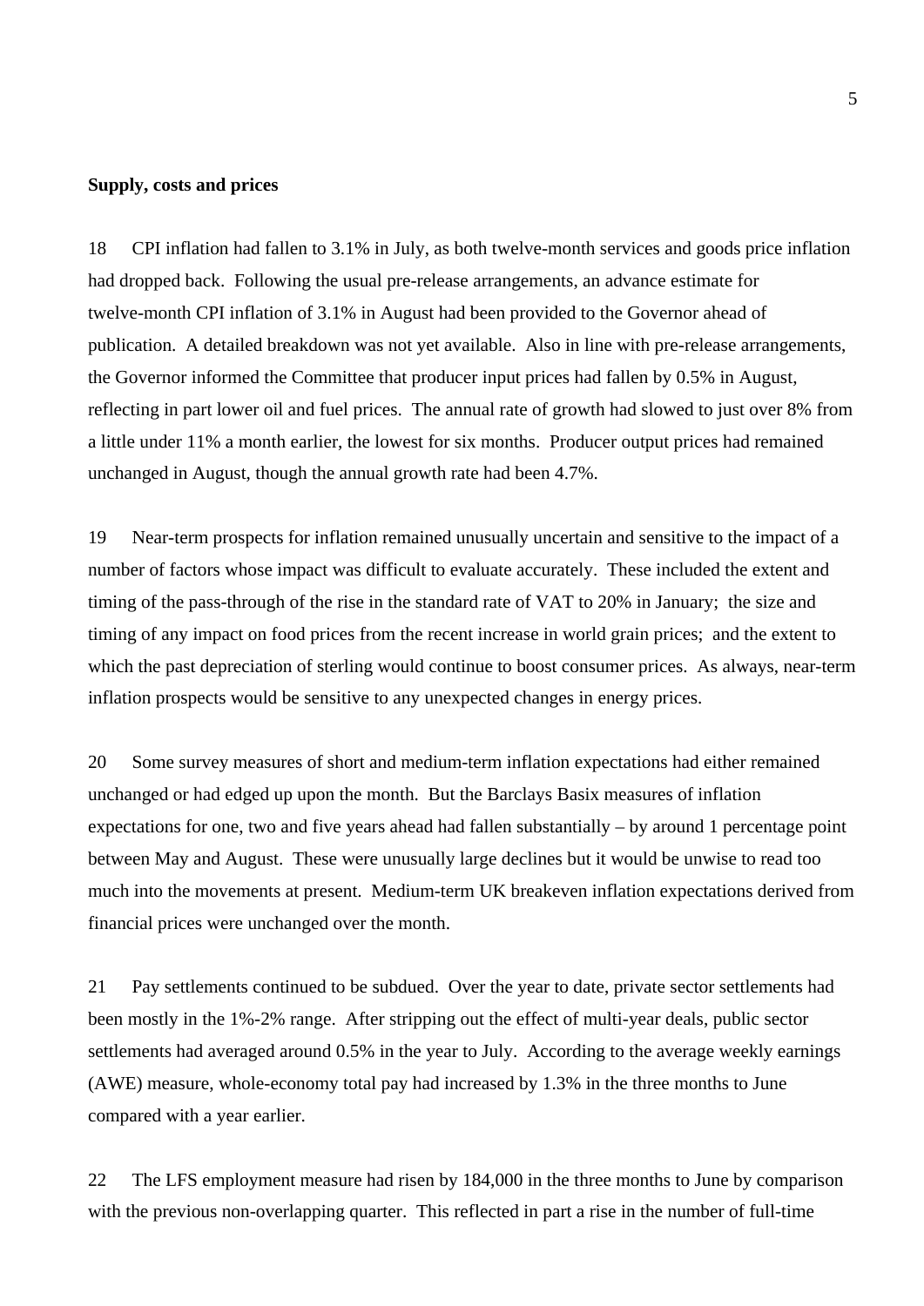**Supply, costs and prices**

18 CPI inflation had fallen to 3.1% in July, as both twelve-month services and goods price inflation had dropped back. Following the usual pre-release arrangements, an advance estimate for twelve-month CPI inflation of 3.1% in August had been provided to the Governor ahead of publication. A detailed breakdown was not yet available. Also in line with pre-release arrangements, the Governor informed the Committee that producer input prices had fallen by 0.5% in August, reflecting in part lower oil and fuel prices. The annual rate of growth had slowed to just over 8% from a little under 11% a month earlier, the lowest for six months. Producer output prices had remained unchanged in August, though the annual growth rate had been 4.7%.

19 Near-term prospects for inflation remained unusually uncertain and sensitive to the impact of a number of factors whose impact was difficult to evaluate accurately. These included the extent and timing of the pass-through of the rise in the standard rate of VAT to 20% in January; the size and timing of any impact on food prices from the recent increase in world grain prices; and the extent to which the past depreciation of sterling would continue to boost consumer prices. As always, near-term inflation prospects would be sensitive to any unexpected changes in energy prices.

20 Some survey measures of short and medium-term inflation expectations had either remained unchanged or had edged up upon the month. But the Barclays Basix measures of inflation expectations for one, two and five years ahead had fallen substantially – by around 1 percentage point between May and August. These were unusually large declines but it would be unwise to read too much into the movements at present. Medium-term UK breakeven inflation expectations derived from financial prices were unchanged over the month.

21 Pay settlements continued to be subdued. Over the year to date, private sector settlements had been mostly in the 1%-2% range. After stripping out the effect of multi-year deals, public sector settlements had averaged around 0.5% in the year to July. According to the average weekly earnings (AWE) measure, whole-economy total pay had increased by 1.3% in the three months to June compared with a year earlier.

22 The LFS employment measure had risen by 184,000 in the three months to June by comparison with the previous non-overlapping quarter. This reflected in part a rise in the number of full-time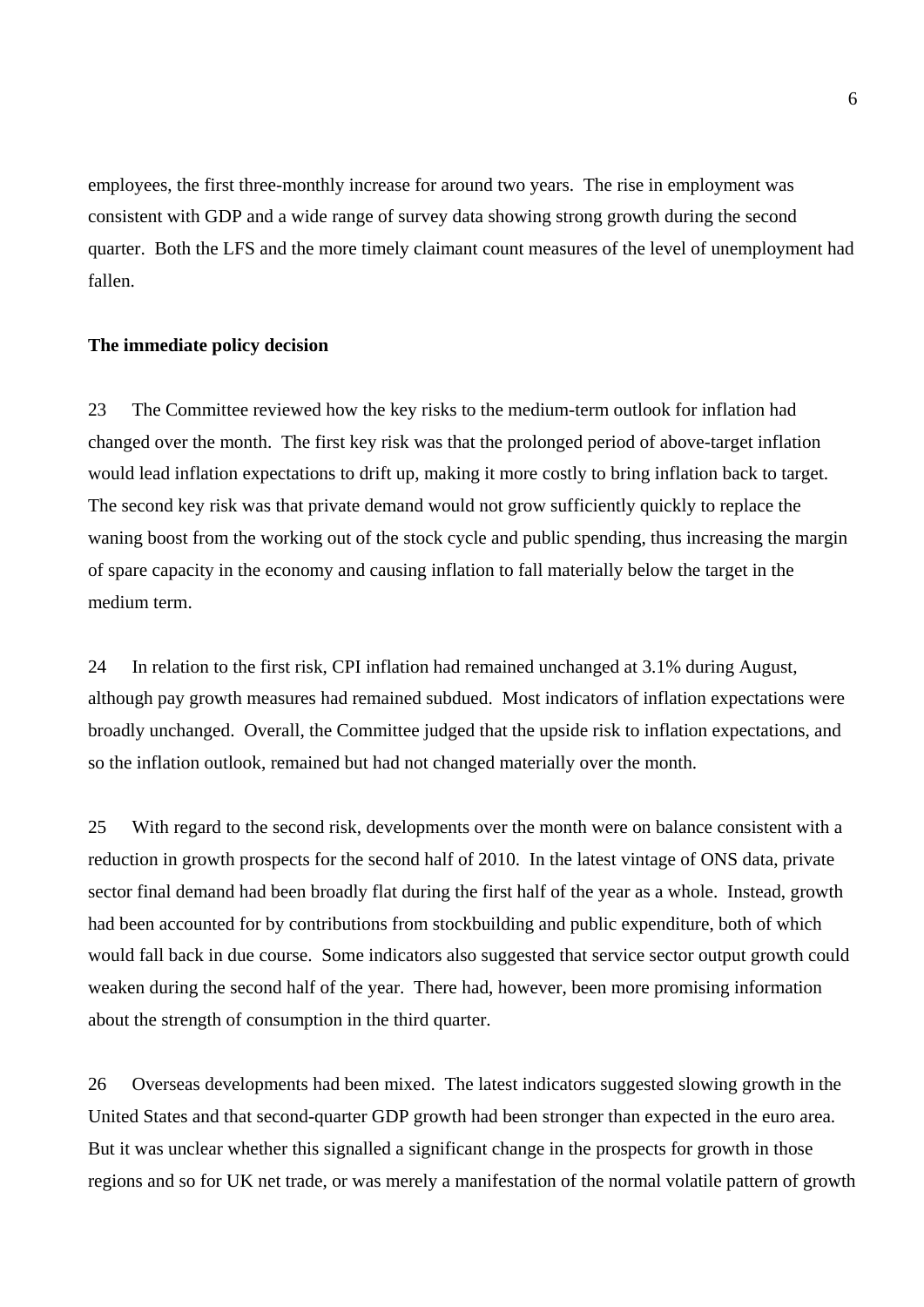employees, the first three-monthly increase for around two years. The rise in employment was consistent with GDP and a wide range of survey data showing strong growth during the second quarter. Both the LFS and the more timely claimant count measures of the level of unemployment had fallen.

**The immediate policy decision**

23 The Committee reviewed how the key risks to the medium-term outlook for inflation had changed over the month. The first key risk was that the prolonged period of above-target inflation would lead inflation expectations to drift up, making it more costly to bring inflation back to target. The second key risk was that private demand would not grow sufficiently quickly to replace the waning boost from the working out of the stock cycle and public spending, thus increasing the margin of spare capacity in the economy and causing inflation to fall materially below the target in the medium term.

24 In relation to the first risk, CPI inflation had remained unchanged at 3.1% during August, although pay growth measures had remained subdued. Most indicators of inflation expectations were broadly unchanged. Overall, the Committee judged that the upside risk to inflation expectations, and so the inflation outlook, remained but had not changed materially over the month.

25 With regard to the second risk, developments over the month were on balance consistent with a reduction in growth prospects for the second half of 2010. In the latest vintage of ONS data, private sector final demand had been broadly flat during the first half of the year as a whole. Instead, growth had been accounted for by contributions from stockbuilding and public expenditure, both of which would fall back in due course. Some indicators also suggested that service sector output growth could weaken during the second half of the year. There had, however, been more promising information about the strength of consumption in the third quarter.

26 Overseas developments had been mixed. The latest indicators suggested slowing growth in the United States and that second-quarter GDP growth had been stronger than expected in the euro area. But it was unclear whether this signalled a significant change in the prospects for growth in those regions and so for UK net trade, or was merely a manifestation of the normal volatile pattern of growth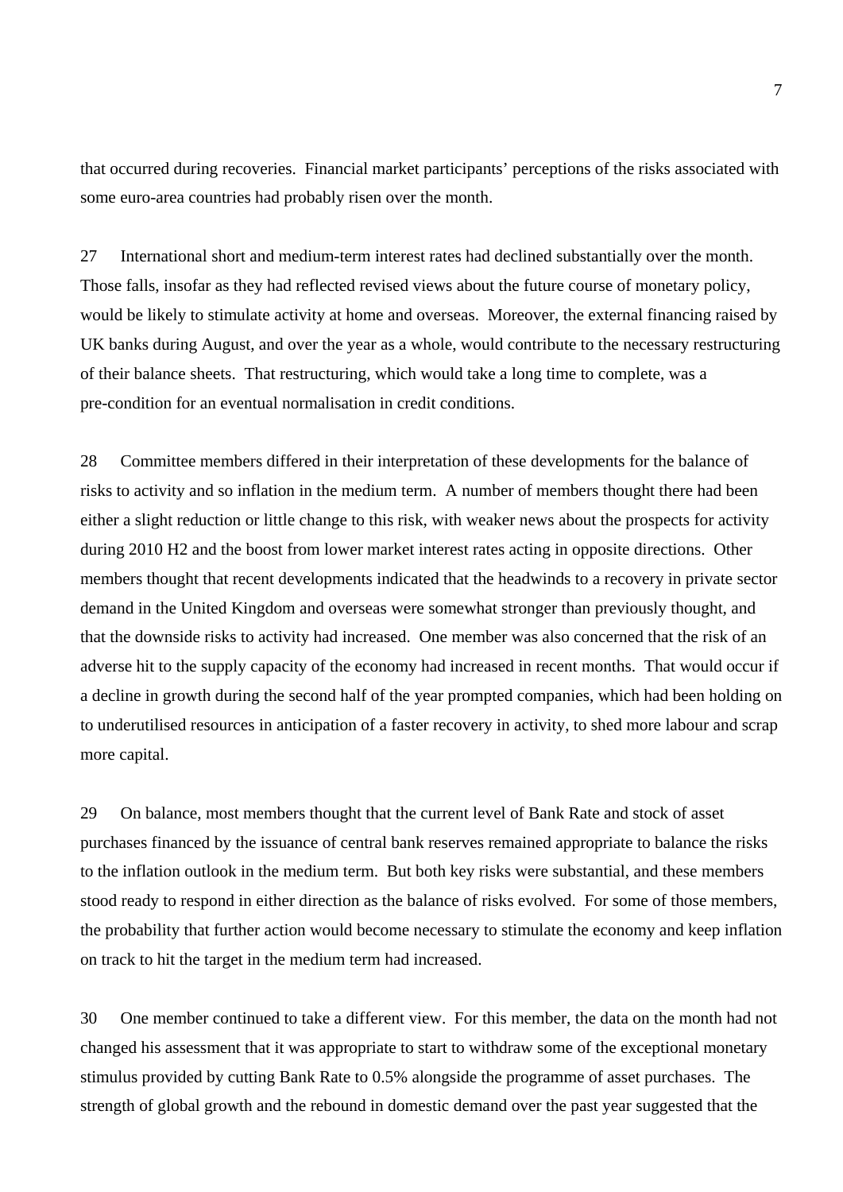that occurred during recoveries. Financial market participants' perceptions of the risks associated with some euro-area countries had probably risen over the month.

27 International short and medium-term interest rates had declined substantially over the month. Those falls, insofar as they had reflected revised views about the future course of monetary policy, would be likely to stimulate activity at home and overseas. Moreover, the external financing raised by UK banks during August, and over the year as a whole, would contribute to the necessary restructuring of their balance sheets. That restructuring, which would take a long time to complete, was a pre-condition for an eventual normalisation in credit conditions.

28 Committee members differed in their interpretation of these developments for the balance of risks to activity and so inflation in the medium term. A number of members thought there had been either a slight reduction or little change to this risk, with weaker news about the prospects for activity during 2010 H2 and the boost from lower market interest rates acting in opposite directions. Other members thought that recent developments indicated that the headwinds to a recovery in private sector demand in the United Kingdom and overseas were somewhat stronger than previously thought, and that the downside risks to activity had increased. One member was also concerned that the risk of an adverse hit to the supply capacity of the economy had increased in recent months. That would occur if a decline in growth during the second half of the year prompted companies, which had been holding on to underutilised resources in anticipation of a faster recovery in activity, to shed more labour and scrap more capital.

29 On balance, most members thought that the current level of Bank Rate and stock of asset purchases financed by the issuance of central bank reserves remained appropriate to balance the risks to the inflation outlook in the medium term. But both key risks were substantial, and these members stood ready to respond in either direction as the balance of risks evolved. For some of those members, the probability that further action would become necessary to stimulate the economy and keep inflation on track to hit the target in the medium term had increased.

30 One member continued to take a different view. For this member, the data on the month had not changed his assessment that it was appropriate to start to withdraw some of the exceptional monetary stimulus provided by cutting Bank Rate to 0.5% alongside the programme of asset purchases. The strength of global growth and the rebound in domestic demand over the past year suggested that the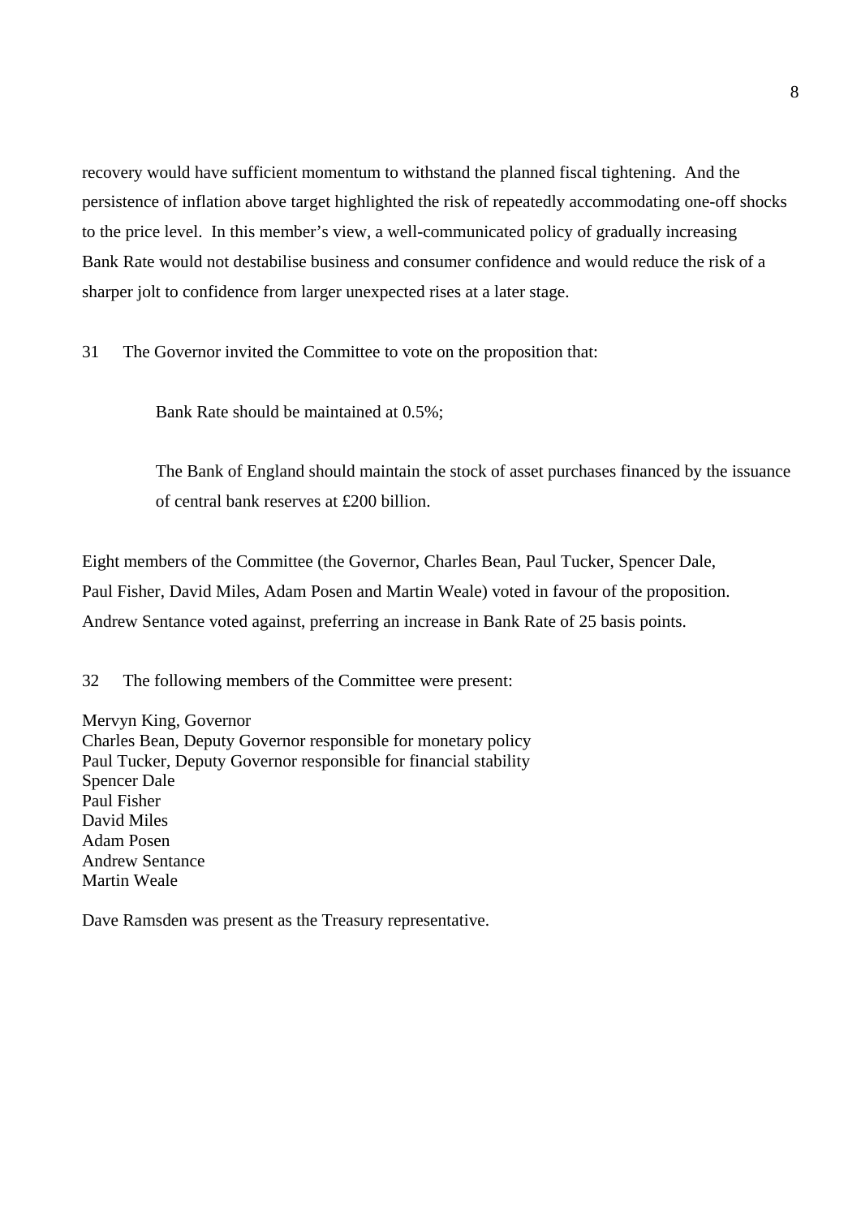recovery would have sufficient momentum to withstand the planned fiscal tightening. And the persistence of inflation above target highlighted the risk of repeatedly accommodating one-off shocks to the price level. In this member's view, a well-communicated policy of gradually increasing Bank Rate would not destabilise business and consumer confidence and would reduce the risk of a sharper jolt to confidence from larger unexpected rises at a later stage.

31 The Governor invited the Committee to vote on the proposition that:

> Bank Rate should be maintained at 0.5%;
>
> The Bank of England should maintain the stock of asset purchases financed by the issuance of central bank reserves at £200 billion.

Eight members of the Committee (the Governor, Charles Bean, Paul Tucker, Spencer Dale, Paul Fisher, David Miles, Adam Posen and Martin Weale) voted in favour of the proposition. Andrew Sentance voted against, preferring an increase in Bank Rate of 25 basis points.

32 The following members of the Committee were present:

Mervyn King, Governor
Charles Bean, Deputy Governor responsible for monetary policy
Paul Tucker, Deputy Governor responsible for financial stability
Spencer Dale
Paul Fisher
David Miles
Adam Posen
Andrew Sentance
Martin Weale

Dave Ramsden was present as the Treasury representative.